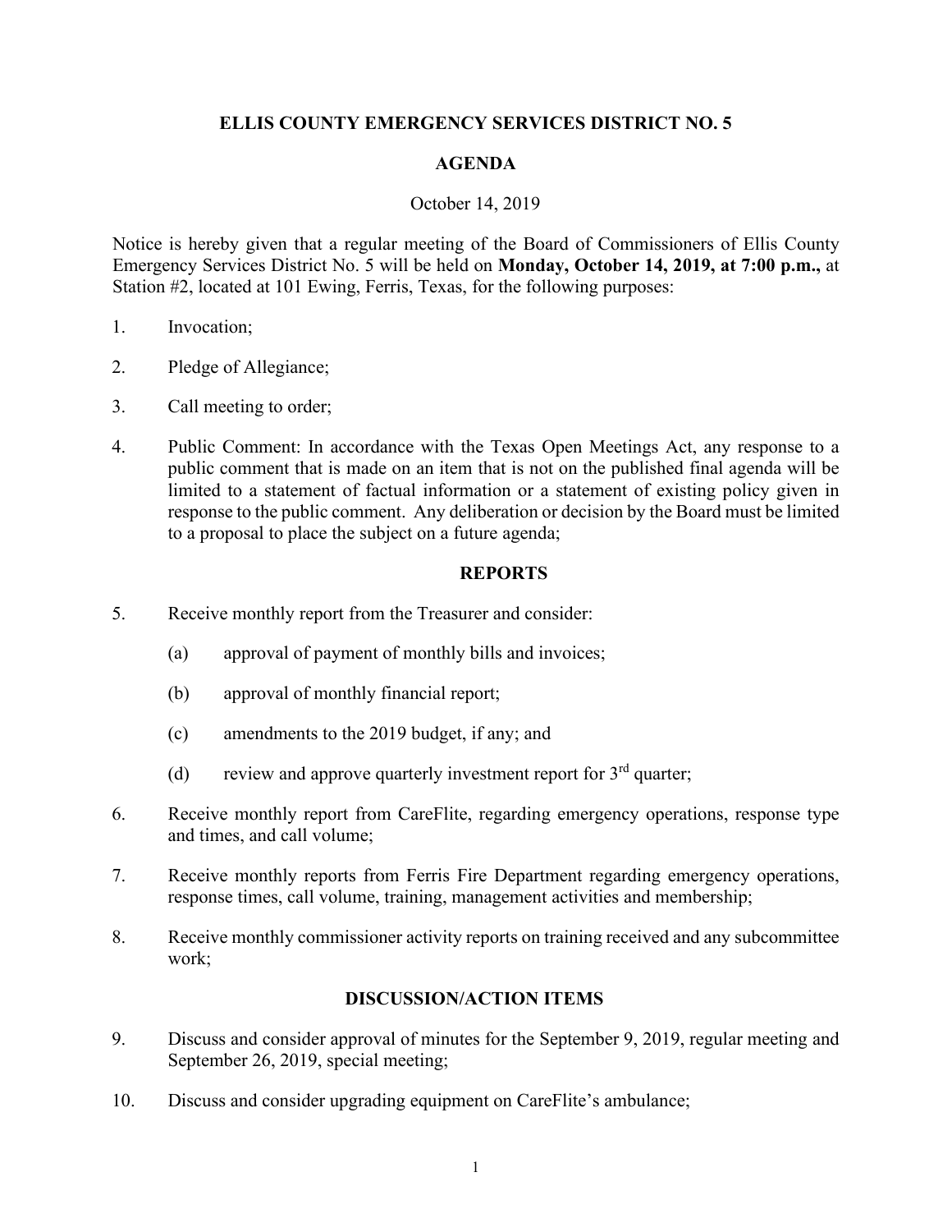# ELLIS COUNTY EMERGENCY SERVICES DISTRICT NO. 5

## AGENDA

October 14, 2019

Notice is hereby given that a regular meeting of the Board of Commissioners of Ellis County Emergency Services District No. 5 will be held on **Monday, October 14, 2019, at 7:00 p.m.,** at Station #2, located at 101 Ewing, Ferris, Texas, for the following purposes:

1. Invocation;

2. Pledge of Allegiance;

3. Call meeting to order;

4. Public Comment: In accordance with the Texas Open Meetings Act, any response to a public comment that is made on an item that is not on the published final agenda will be limited to a statement of factual information or a statement of existing policy given in response to the public comment. Any deliberation or decision by the Board must be limited to a proposal to place the subject on a future agenda;

### REPORTS

5. Receive monthly report from the Treasurer and consider:

   (a) approval of payment of monthly bills and invoices;

   (b) approval of monthly financial report;

   (c) amendments to the 2019 budget, if any; and

   (d) review and approve quarterly investment report for 3rd quarter;

6. Receive monthly report from CareFlite, regarding emergency operations, response type and times, and call volume;

7. Receive monthly reports from Ferris Fire Department regarding emergency operations, response times, call volume, training, management activities and membership;

8. Receive monthly commissioner activity reports on training received and any subcommittee work;

### DISCUSSION/ACTION ITEMS

9. Discuss and consider approval of minutes for the September 9, 2019, regular meeting and September 26, 2019, special meeting;

10. Discuss and consider upgrading equipment on CareFlite's ambulance;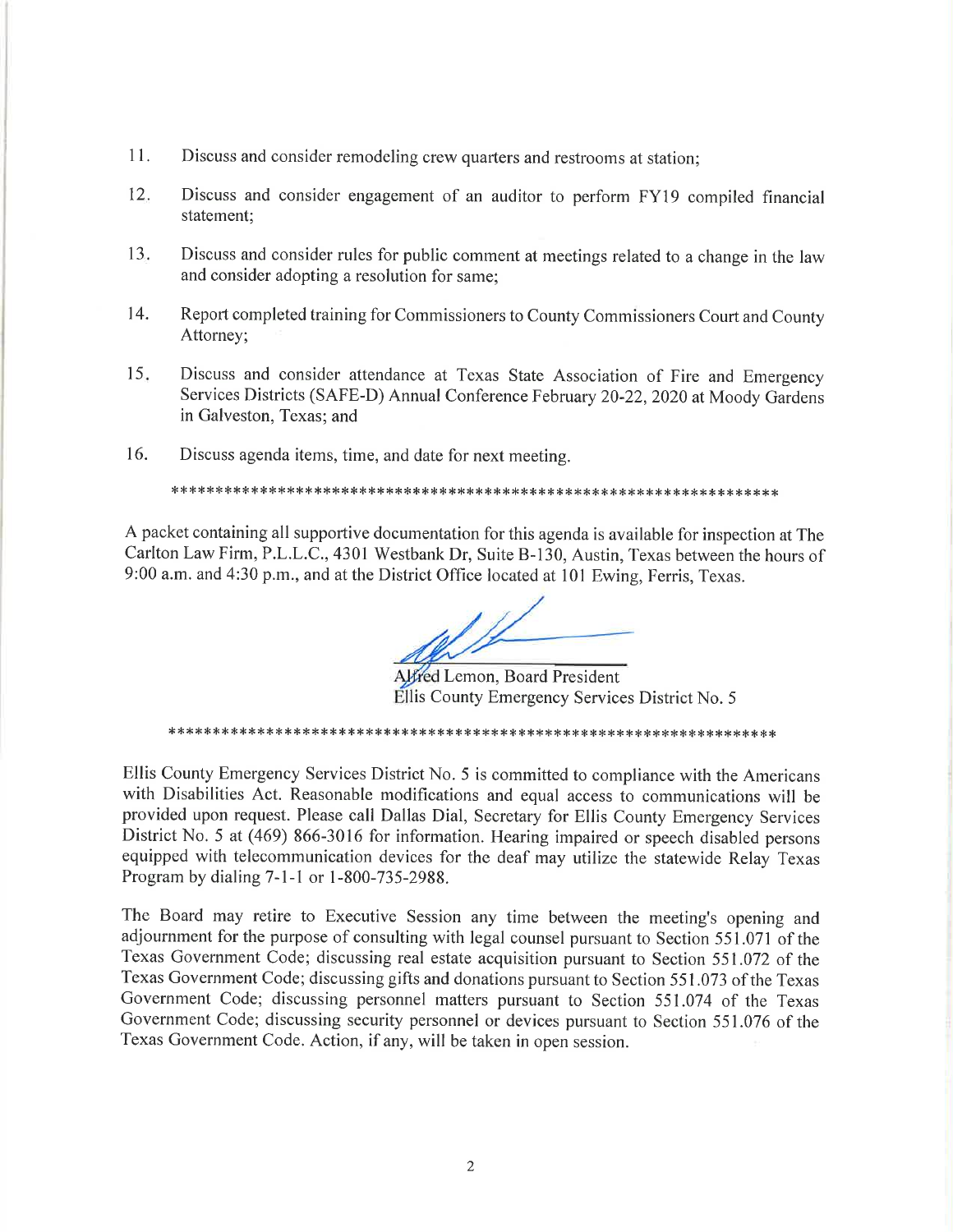11. Discuss and consider remodeling crew quarters and restrooms at station;

12. Discuss and consider engagement of an auditor to perform FY19 compiled financial statement;

13. Discuss and consider rules for public comment at meetings related to a change in the law and consider adopting a resolution for same;

14. Report completed training for Commissioners to County Commissioners Court and County Attorney;

15. Discuss and consider attendance at Texas State Association of Fire and Emergency Services Districts (SAFE-D) Annual Conference February 20-22, 2020 at Moody Gardens in Galveston, Texas; and

16. Discuss agenda items, time, and date for next meeting.

*******************************************************************

A packet containing all supportive documentation for this agenda is available for inspection at The Carlton Law Firm, P.L.L.C., 4301 Westbank Dr, Suite B-130, Austin, Texas between the hours of 9:00 a.m. and 4:30 p.m., and at the District Office located at 101 Ewing, Ferris, Texas.

Alfred Lemon, Board President
Ellis County Emergency Services District No. 5

*******************************************************************

Ellis County Emergency Services District No. 5 is committed to compliance with the Americans with Disabilities Act. Reasonable modifications and equal access to communications will be provided upon request. Please call Dallas Dial, Secretary for Ellis County Emergency Services District No. 5 at (469) 866-3016 for information. Hearing impaired or speech disabled persons equipped with telecommunication devices for the deaf may utilize the statewide Relay Texas Program by dialing 7-1-1 or 1-800-735-2988.

The Board may retire to Executive Session any time between the meeting's opening and adjournment for the purpose of consulting with legal counsel pursuant to Section 551.071 of the Texas Government Code; discussing real estate acquisition pursuant to Section 551.072 of the Texas Government Code; discussing gifts and donations pursuant to Section 551.073 of the Texas Government Code; discussing personnel matters pursuant to Section 551.074 of the Texas Government Code; discussing security personnel or devices pursuant to Section 551.076 of the Texas Government Code. Action, if any, will be taken in open session.